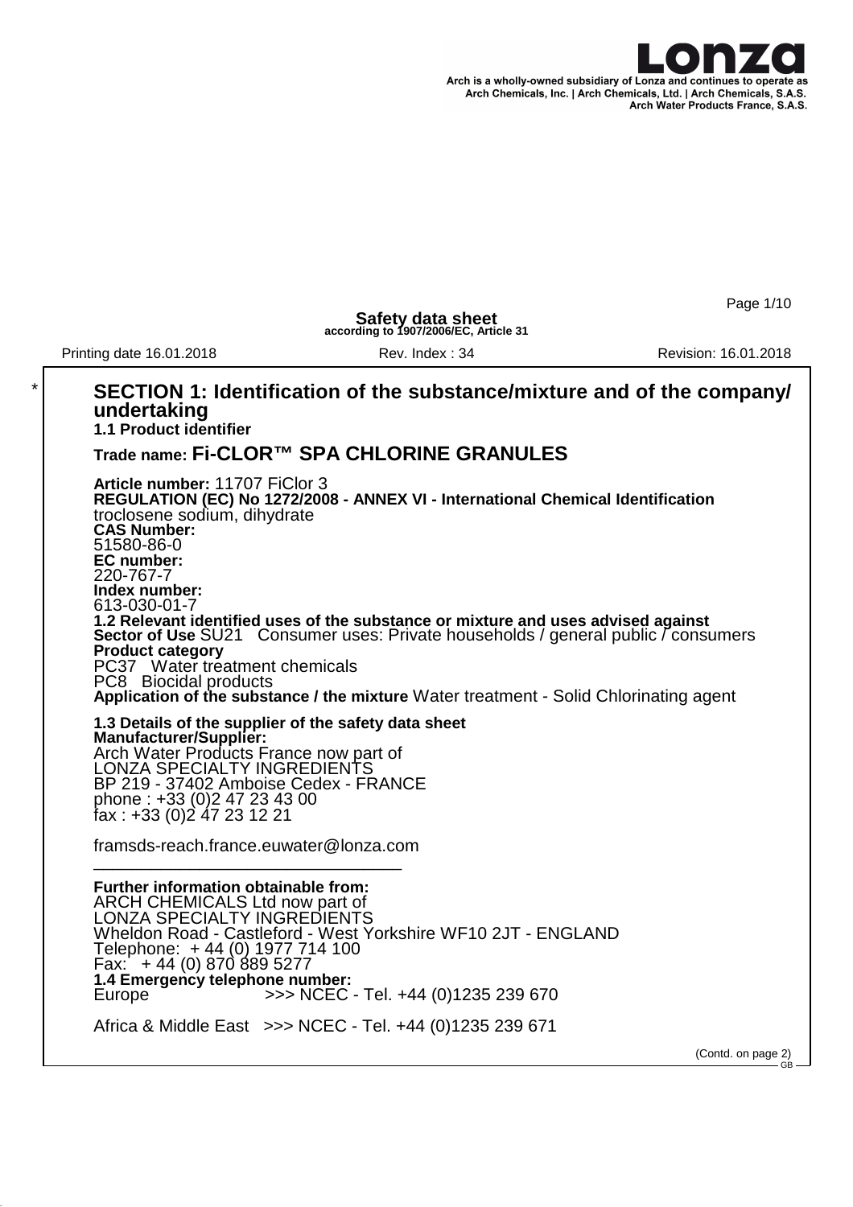Arch is a wholly-owned subsidiary of Lonza and continues to operate as Arch Chemicals, Inc. | Arch Chemicals, Ltd. | Arch Chemicals, S.A.S. Arch Water Products France, S.A.S.

# Safety data sheet

**according to 1907/2006/EC, Article 31**

Printing date 16.01.2018 | Rev. Index : 34 | Revision: 16.01.2018

## * SECTION 1: Identification of the substance/mixture and of the company/ undertaking

### 1.1 Product identifier

**Trade name: Fi-CLOR™ SPA CHLORINE GRANULES**

**Article number:** 11707 FiClor 3
**REGULATION (EC) No 1272/2008 - ANNEX VI - International Chemical Identification**
troclosene sodium, dihydrate
**CAS Number:**
51580-86-0
**EC number:**
220-767-7
**Index number:**
613-030-01-7

### 1.2 Relevant identified uses of the substance or mixture and uses advised against

**Sector of Use** SU21 Consumer uses: Private households / general public / consumers
**Product category**
PC37 Water treatment chemicals
PC8 Biocidal products
**Application of the substance / the mixture** Water treatment - Solid Chlorinating agent

### 1.3 Details of the supplier of the safety data sheet

**Manufacturer/Supplier:**
Arch Water Products France now part of
LONZA SPECIALTY INGREDIENTS
BP 219 - 37402 Amboise Cedex - FRANCE
phone : +33 (0)2 47 23 43 00
fax : +33 (0)2 47 23 12 21

framsds-reach.france.euwater@lonza.com

---

**Further information obtainable from:**
ARCH CHEMICALS Ltd now part of
LONZA SPECIALTY INGREDIENTS
Wheldon Road - Castleford - West Yorkshire WF10 2JT - ENGLAND
Telephone: + 44 (0) 1977 714 100
Fax: + 44 (0) 870 889 5277

### 1.4 Emergency telephone number:

Europe >>> NCEC - Tel. +44 (0)1235 239 670

Africa & Middle East >>> NCEC - Tel. +44 (0)1235 239 671

(Contd. on page 2)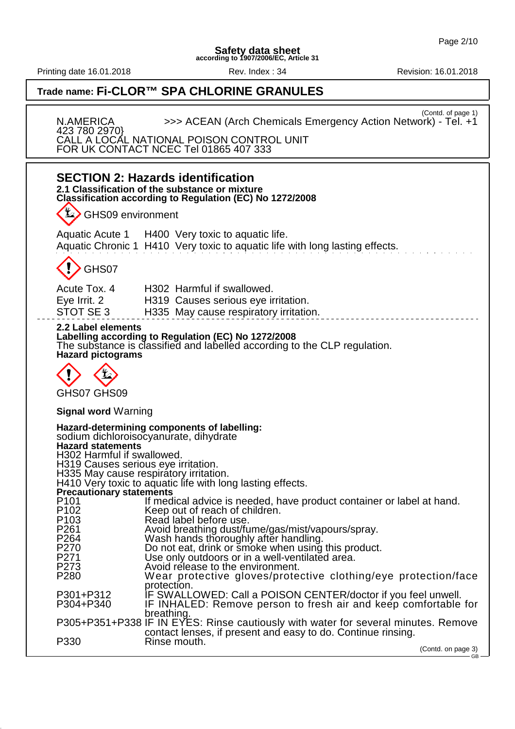Trade name: **Fi-CLOR™ SPA CHLORINE GRANULES**

(Contd. of page 1)

N.AMERICA >>> ACEAN (Arch Chemicals Emergency Action Network) - Tel. +1 423 780 2970}
CALL A LOCAL NATIONAL POISON CONTROL UNIT
FOR UK CONTACT NCEC Tel 01865 407 333

## SECTION 2: Hazards identification

**2.1 Classification of the substance or mixture**
**Classification according to Regulation (EC) No 1272/2008**

GHS09 environment

Aquatic Acute 1 H400 Very toxic to aquatic life.
Aquatic Chronic 1 H410 Very toxic to aquatic life with long lasting effects.

GHS07

Acute Tox. 4 H302 Harmful if swallowed.
Eye Irrit. 2 H319 Causes serious eye irritation.
STOT SE 3 H335 May cause respiratory irritation.

**2.2 Label elements**
**Labelling according to Regulation (EC) No 1272/2008**
The substance is classified and labelled according to the CLP regulation.
**Hazard pictograms**

GHS07 GHS09

**Signal word** Warning

**Hazard-determining components of labelling:**
sodium dichloroisocyanurate, dihydrate
**Hazard statements**
H302 Harmful if swallowed.
H319 Causes serious eye irritation.
H335 May cause respiratory irritation.
H410 Very toxic to aquatic life with long lasting effects.
**Precautionary statements**

| | |
|---|---|
| P101 | If medical advice is needed, have product container or label at hand. |
| P102 | Keep out of reach of children. |
| P103 | Read label before use. |
| P261 | Avoid breathing dust/fume/gas/mist/vapours/spray. |
| P264 | Wash hands thoroughly after handling. |
| P270 | Do not eat, drink or smoke when using this product. |
| P271 | Use only outdoors or in a well-ventilated area. |
| P273 | Avoid release to the environment. |
| P280 | Wear protective gloves/protective clothing/eye protection/face protection. |
| P301+P312 | IF SWALLOWED: Call a POISON CENTER/doctor if you feel unwell. |
| P304+P340 | IF INHALED: Remove person to fresh air and keep comfortable for breathing. |
| P305+P351+P338 | IF IN EYES: Rinse cautiously with water for several minutes. Remove contact lenses, if present and easy to do. Continue rinsing. |
| P330 | Rinse mouth. |

(Contd. on page 3)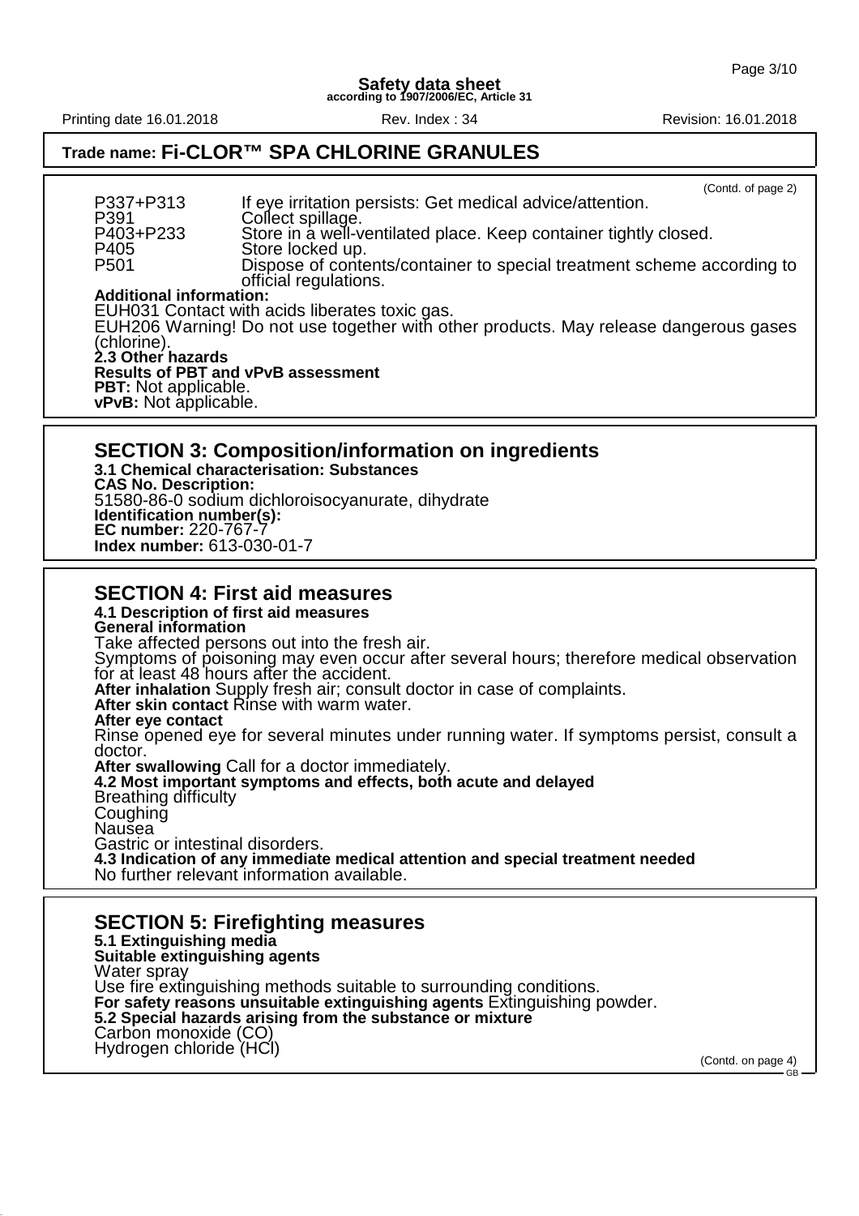(Contd. of page 2)

| | |
|---|---|
| P337+P313 | If eye irritation persists: Get medical advice/attention. |
| P391 | Collect spillage. |
| P403+P233 | Store in a well-ventilated place. Keep container tightly closed. |
| P405 | Store locked up. |
| P501 | Dispose of contents/container to special treatment scheme according to official regulations. |

**Additional information:**
EUH031 Contact with acids liberates toxic gas.
EUH206 Warning! Do not use together with other products. May release dangerous gases (chlorine).

**2.3 Other hazards**
**Results of PBT and vPvB assessment**
**PBT:** Not applicable.
**vPvB:** Not applicable.

## SECTION 3: Composition/information on ingredients

**3.1 Chemical characterisation: Substances**
**CAS No. Description:**
51580-86-0 sodium dichloroisocyanurate, dihydrate
**Identification number(s):**
**EC number:** 220-767-7
**Index number:** 613-030-01-7

## SECTION 4: First aid measures

**4.1 Description of first aid measures**
**General information**
Take affected persons out into the fresh air.
Symptoms of poisoning may even occur after several hours; therefore medical observation for at least 48 hours after the accident.
**After inhalation** Supply fresh air; consult doctor in case of complaints.
**After skin contact** Rinse with warm water.
**After eye contact**
Rinse opened eye for several minutes under running water. If symptoms persist, consult a doctor.
**After swallowing** Call for a doctor immediately.
**4.2 Most important symptoms and effects, both acute and delayed**
Breathing difficulty
Coughing
Nausea
Gastric or intestinal disorders.
**4.3 Indication of any immediate medical attention and special treatment needed**
No further relevant information available.

## SECTION 5: Firefighting measures

**5.1 Extinguishing media**
**Suitable extinguishing agents**
Water spray
Use fire extinguishing methods suitable to surrounding conditions.
**For safety reasons unsuitable extinguishing agents** Extinguishing powder.
**5.2 Special hazards arising from the substance or mixture**
Carbon monoxide (CO)
Hydrogen chloride (HCl)

(Contd. on page 4)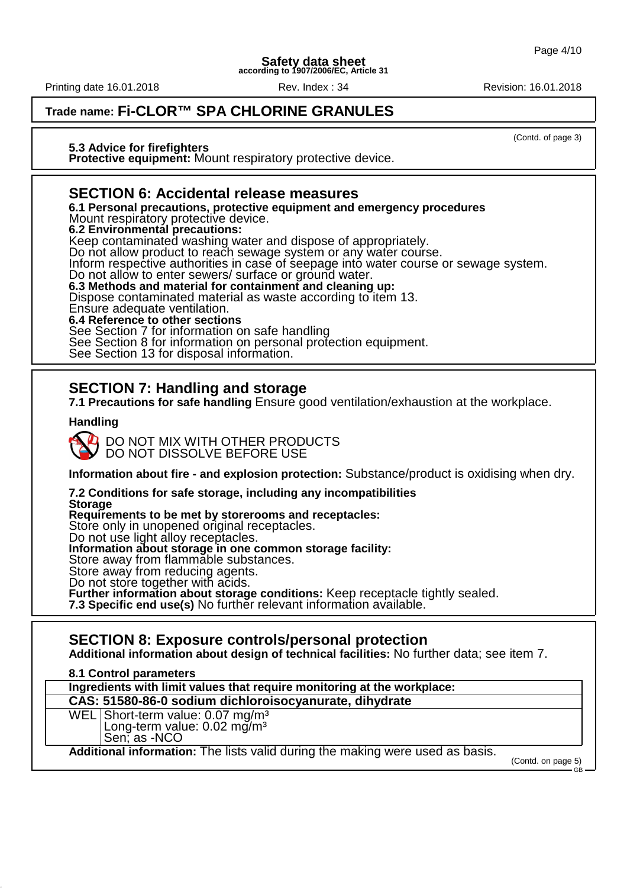Safety data sheet
according to 1907/2006/EC, Article 31

Printing date 16.01.2018 Rev. Index : 34 Revision: 16.01.2018

**Trade name: Fi-CLOR™ SPA CHLORINE GRANULES**

(Contd. of page 3)

**5.3 Advice for firefighters**
**Protective equipment:** Mount respiratory protective device.

## SECTION 6: Accidental release measures

**6.1 Personal precautions, protective equipment and emergency procedures**
Mount respiratory protective device.
**6.2 Environmental precautions:**
Keep contaminated washing water and dispose of appropriately.
Do not allow product to reach sewage system or any water course.
Inform respective authorities in case of seepage into water course or sewage system.
Do not allow to enter sewers/ surface or ground water.
**6.3 Methods and material for containment and cleaning up:**
Dispose contaminated material as waste according to item 13.
Ensure adequate ventilation.
**6.4 Reference to other sections**
See Section 7 for information on safe handling
See Section 8 for information on personal protection equipment.
See Section 13 for disposal information.

## SECTION 7: Handling and storage

**7.1 Precautions for safe handling** Ensure good ventilation/exhaustion at the workplace.

**Handling**

DO NOT MIX WITH OTHER PRODUCTS
DO NOT DISSOLVE BEFORE USE

**Information about fire - and explosion protection:** Substance/product is oxidising when dry.

**7.2 Conditions for safe storage, including any incompatibilities**
**Storage**
**Requirements to be met by storerooms and receptacles:**
Store only in unopened original receptacles.
Do not use light alloy receptacles.
**Information about storage in one common storage facility:**
Store away from flammable substances.
Store away from reducing agents.
Do not store together with acids.
**Further information about storage conditions:** Keep receptacle tightly sealed.
**7.3 Specific end use(s)** No further relevant information available.

## SECTION 8: Exposure controls/personal protection

**Additional information about design of technical facilities:** No further data; see item 7.

**8.1 Control parameters**

| **Ingredients with limit values that require monitoring at the workplace:** | |
|---|---|
| **CAS: 51580-86-0 sodium dichloroisocyanurate, dihydrate** | |
| WEL | Short-term value: 0.07 mg/m³<br>Long-term value: 0.02 mg/m³<br>Sen; as -NCO |

**Additional information:** The lists valid during the making were used as basis.

(Contd. on page 5)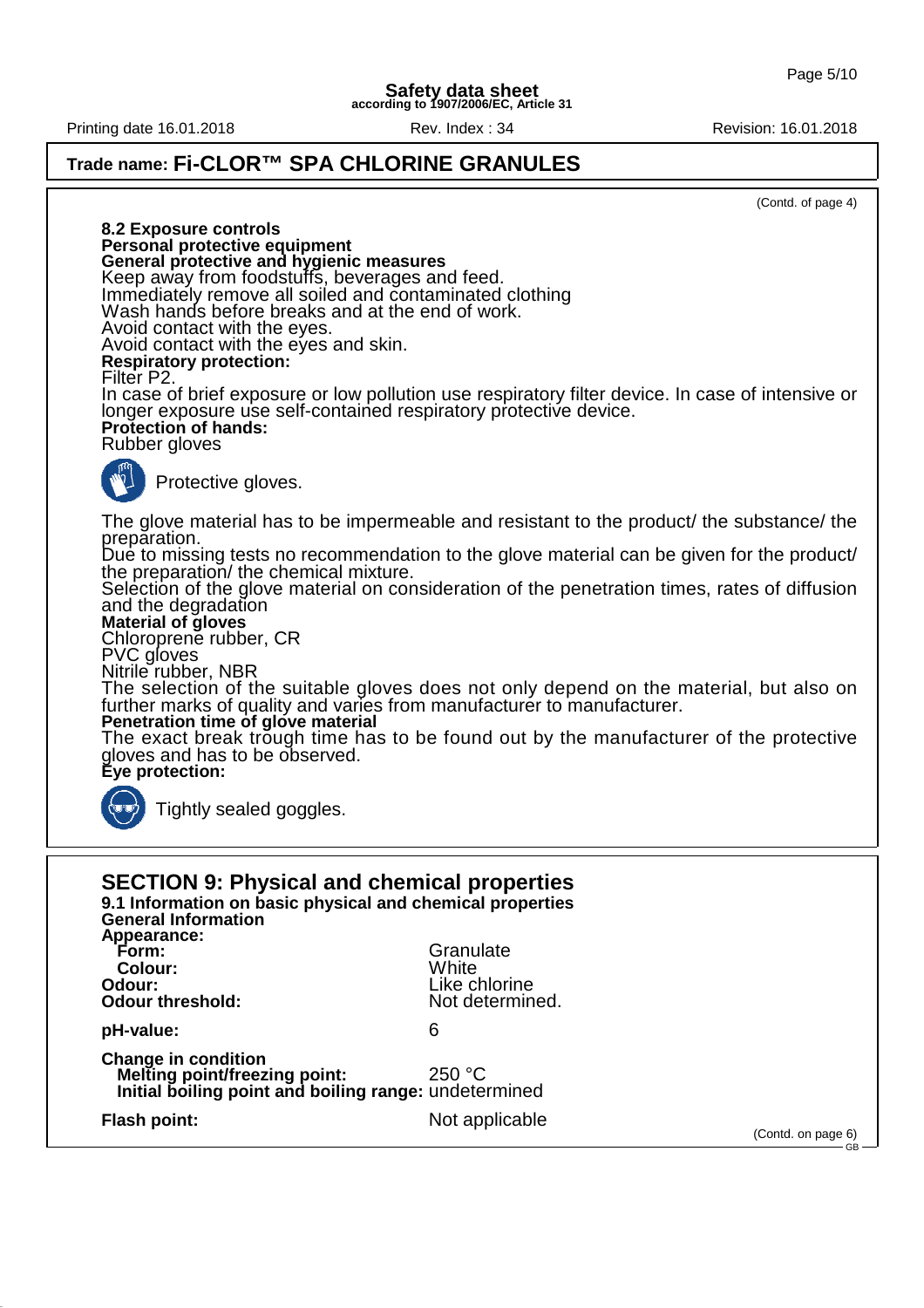**Trade name: Fi-CLOR™ SPA CHLORINE GRANULES**

(Contd. of page 4)

**8.2 Exposure controls**

**Personal protective equipment**

**General protective and hygienic measures**

Keep away from foodstuffs, beverages and feed.
Immediately remove all soiled and contaminated clothing
Wash hands before breaks and at the end of work.
Avoid contact with the eyes.
Avoid contact with the eyes and skin.

**Respiratory protection:**

Filter P2.
In case of brief exposure or low pollution use respiratory filter device. In case of intensive or longer exposure use self-contained respiratory protective device.

**Protection of hands:**

Rubber gloves

Protective gloves.

The glove material has to be impermeable and resistant to the product/ the substance/ the preparation.
Due to missing tests no recommendation to the glove material can be given for the product/ the preparation/ the chemical mixture.
Selection of the glove material on consideration of the penetration times, rates of diffusion and the degradation

**Material of gloves**

Chloroprene rubber, CR
PVC gloves
Nitrile rubber, NBR
The selection of the suitable gloves does not only depend on the material, but also on further marks of quality and varies from manufacturer to manufacturer.

**Penetration time of glove material**

The exact break trough time has to be found out by the manufacturer of the protective gloves and has to be observed.

**Eye protection:**

Tightly sealed goggles.

## SECTION 9: Physical and chemical properties

**9.1 Information on basic physical and chemical properties**

**General Information**

| | |
|---|---|
| **Appearance:** | |
| **Form:** | Granulate |
| **Colour:** | White |
| **Odour:** | Like chlorine |
| **Odour threshold:** | Not determined. |
| **pH-value:** | 6 |
| **Change in condition** | |
| **Melting point/freezing point:** | 250 °C |
| **Initial boiling point and boiling range:** | undetermined |
| **Flash point:** | Not applicable |

(Contd. on page 6)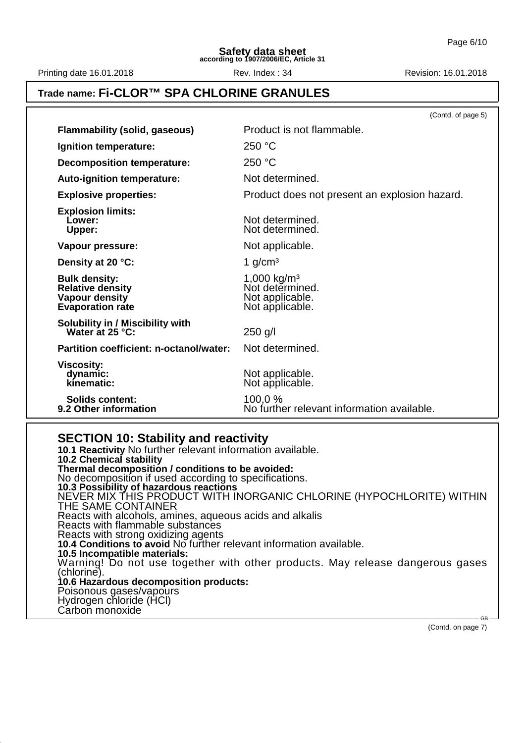**Safety data sheet**
**according to 1907/2006/EC, Article 31**

Printing date 16.01.2018 Rev. Index : 34 Revision: 16.01.2018

## Trade name: Fi-CLOR™ SPA CHLORINE GRANULES

(Contd. of page 5)

| | |
|---|---|
| **Flammability (solid, gaseous)** | Product is not flammable. |
| **Ignition temperature:** | 250 °C |
| **Decomposition temperature:** | 250 °C |
| **Auto-ignition temperature:** | Not determined. |
| **Explosive properties:** | Product does not present an explosion hazard. |
| **Explosion limits:** | |
| **Lower:** | Not determined. |
| **Upper:** | Not determined. |
| **Vapour pressure:** | Not applicable. |
| **Density at 20 °C:** | 1 g/cm³ |
| **Bulk density:** | 1,000 kg/m³ |
| **Relative density** | Not determined. |
| **Vapour density** | Not applicable. |
| **Evaporation rate** | Not applicable. |
| **Solubility in / Miscibility with** | |
| **Water at 25 °C:** | 250 g/l |
| **Partition coefficient: n-octanol/water:** | Not determined. |
| **Viscosity:** | |
| **dynamic:** | Not applicable. |
| **kinematic:** | Not applicable. |
| **Solids content:** | 100,0 % |
| **9.2 Other information** | No further relevant information available. |

## SECTION 10: Stability and reactivity

**10.1 Reactivity** No further relevant information available.
**10.2 Chemical stability**
**Thermal decomposition / conditions to be avoided:**
No decomposition if used according to specifications.
**10.3 Possibility of hazardous reactions**
NEVER MIX THIS PRODUCT WITH INORGANIC CHLORINE (HYPOCHLORITE) WITHIN THE SAME CONTAINER
Reacts with alcohols, amines, aqueous acids and alkalis
Reacts with flammable substances
Reacts with strong oxidizing agents
**10.4 Conditions to avoid** No further relevant information available.
**10.5 Incompatible materials:**
Warning! Do not use together with other products. May release dangerous gases (chlorine).
**10.6 Hazardous decomposition products:**
Poisonous gases/vapours
Hydrogen chloride (HCl)
Carbon monoxide

(Contd. on page 7)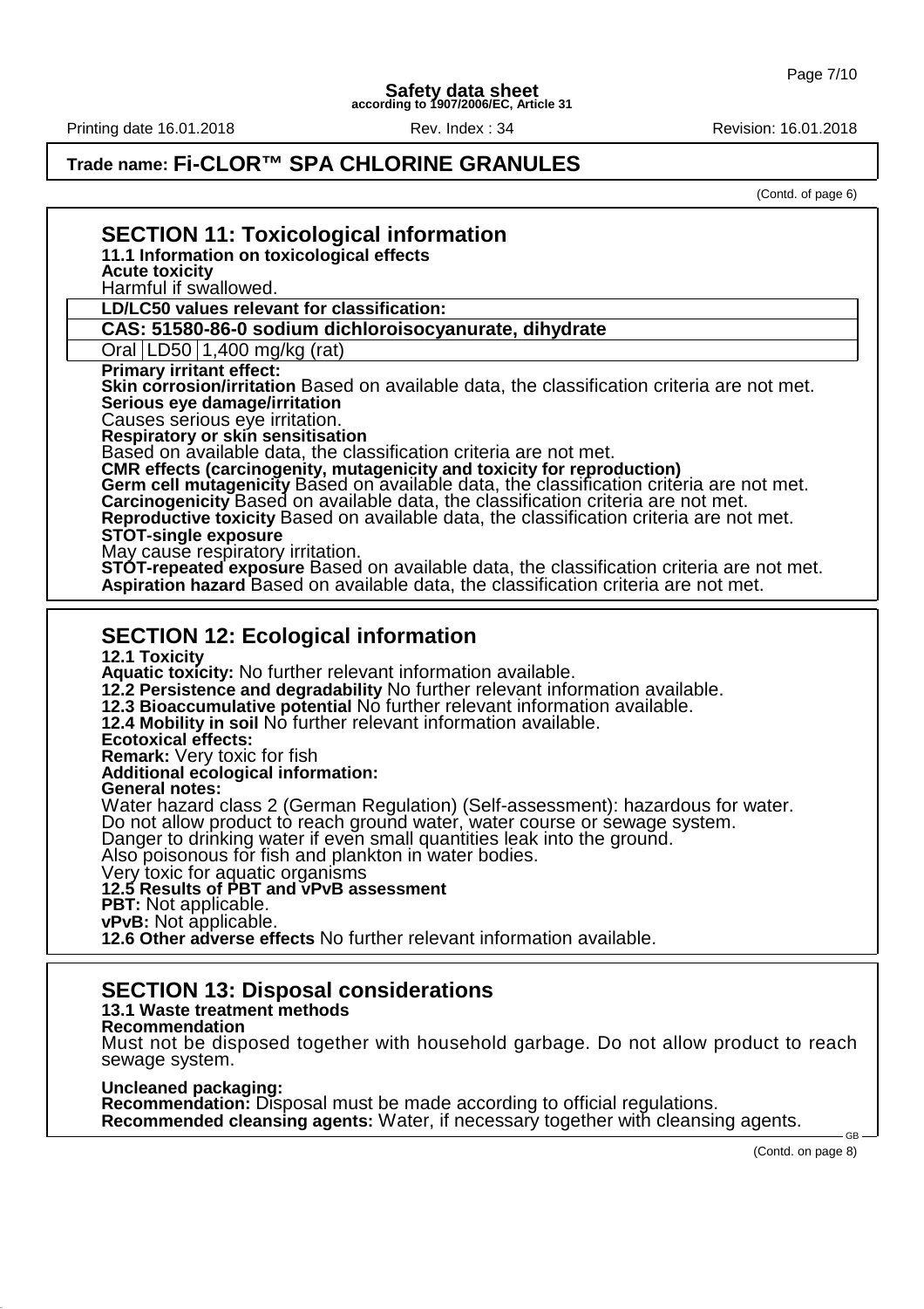## Trade name: Fi-CLOR™ SPA CHLORINE GRANULES

(Contd. of page 6)

## SECTION 11: Toxicological information

**11.1 Information on toxicological effects**

**Acute toxicity**

Harmful if swallowed.

| | | |
|---|---|---|
| **LD/LC50 values relevant for classification:** | | |
| **CAS: 51580-86-0 sodium dichloroisocyanurate, dihydrate** | | |
| Oral | LD50 | 1,400 mg/kg (rat) |

**Primary irritant effect:**

**Skin corrosion/irritation** Based on available data, the classification criteria are not met.

**Serious eye damage/irritation**

Causes serious eye irritation.

**Respiratory or skin sensitisation**

Based on available data, the classification criteria are not met.

**CMR effects (carcinogenity, mutagenicity and toxicity for reproduction)**

**Germ cell mutagenicity** Based on available data, the classification criteria are not met.

**Carcinogenicity** Based on available data, the classification criteria are not met.

**Reproductive toxicity** Based on available data, the classification criteria are not met.

**STOT-single exposure**

May cause respiratory irritation.

**STOT-repeated exposure** Based on available data, the classification criteria are not met.

**Aspiration hazard** Based on available data, the classification criteria are not met.

## SECTION 12: Ecological information

**12.1 Toxicity**

**Aquatic toxicity:** No further relevant information available.

**12.2 Persistence and degradability** No further relevant information available.

**12.3 Bioaccumulative potential** No further relevant information available.

**12.4 Mobility in soil** No further relevant information available.

**Ecotoxical effects:**

**Remark:** Very toxic for fish

**Additional ecological information:**

**General notes:**

Water hazard class 2 (German Regulation) (Self-assessment): hazardous for water.
Do not allow product to reach ground water, water course or sewage system.
Danger to drinking water if even small quantities leak into the ground.
Also poisonous for fish and plankton in water bodies.
Very toxic for aquatic organisms

**12.5 Results of PBT and vPvB assessment**

**PBT:** Not applicable.

**vPvB:** Not applicable.

**12.6 Other adverse effects** No further relevant information available.

## SECTION 13: Disposal considerations

**13.1 Waste treatment methods**

**Recommendation**

Must not be disposed together with household garbage. Do not allow product to reach sewage system.

**Uncleaned packaging:**

**Recommendation:** Disposal must be made according to official regulations.

**Recommended cleansing agents:** Water, if necessary together with cleansing agents.

(Contd. on page 8)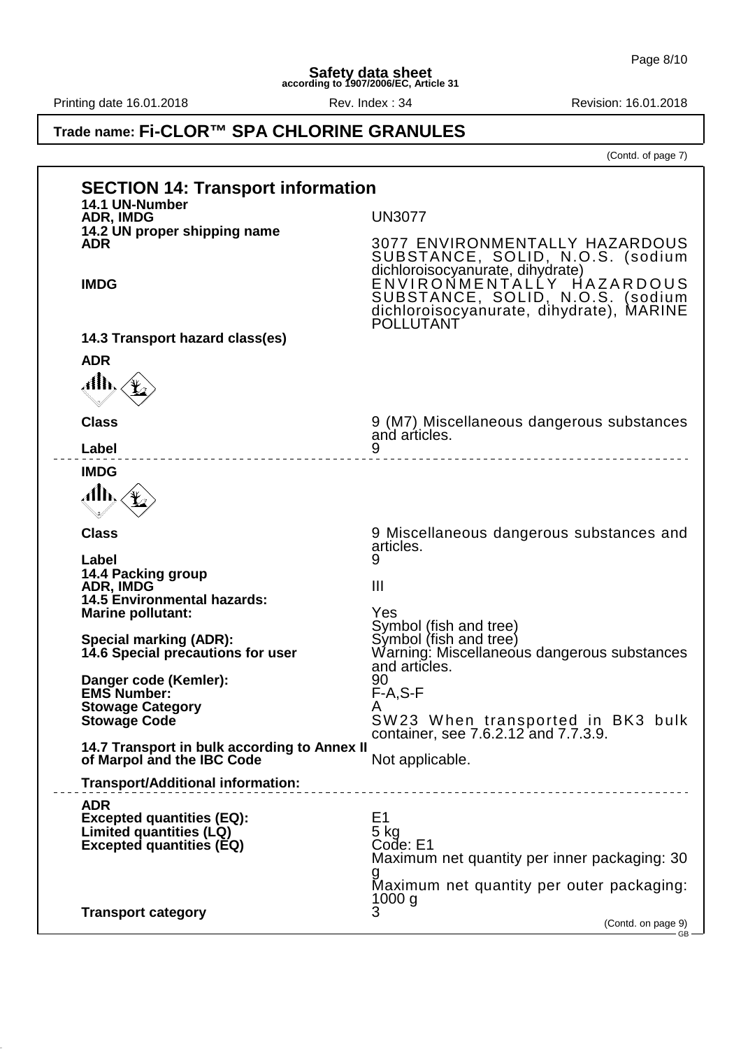Trade name: **Fi-CLOR™ SPA CHLORINE GRANULES**

(Contd. of page 7)

## SECTION 14: Transport information

| | |
|---|---|
| **14.1 UN-Number** | |
| **ADR, IMDG** | UN3077 |
| **14.2 UN proper shipping name** | |
| **ADR** | 3077 ENVIRONMENTALLY HAZARDOUS SUBSTANCE, SOLID, N.O.S. (sodium dichloroisocyanurate, dihydrate) |
| **IMDG** | ENVIRONMENTALLY HAZARDOUS SUBSTANCE, SOLID, N.O.S. (sodium dichloroisocyanurate, dihydrate), MARINE POLLUTANT |
| **14.3 Transport hazard class(es)** | |
| **ADR** | |
| **Class** | 9 (M7) Miscellaneous dangerous substances and articles. |
| **Label** | 9 |
| **IMDG** | |
| **Class** | 9 Miscellaneous dangerous substances and articles. |
| **Label** | 9 |
| **14.4 Packing group** | |
| **ADR, IMDG** | III |
| **14.5 Environmental hazards:** | |
| **Marine pollutant:** | Yes<br>Symbol (fish and tree) |
| **Special marking (ADR):** | Symbol (fish and tree) |
| **14.6 Special precautions for user** | Warning: Miscellaneous dangerous substances and articles. |
| **Danger code (Kemler):** | 90 |
| **EMS Number:** | F-A,S-F |
| **Stowage Category** | A |
| **Stowage Code** | SW23 When transported in BK3 bulk container, see 7.6.2.12 and 7.7.3.9. |
| **14.7 Transport in bulk according to Annex II of Marpol and the IBC Code** | Not applicable. |
| **Transport/Additional information:** | |
| **ADR** | |
| **Excepted quantities (EQ):** | E1 |
| **Limited quantities (LQ)** | 5 kg |
| **Excepted quantities (EQ)** | Code: E1<br>Maximum net quantity per inner packaging: 30 g<br>Maximum net quantity per outer packaging: 1000 g |
| **Transport category** | 3 |

(Contd. on page 9)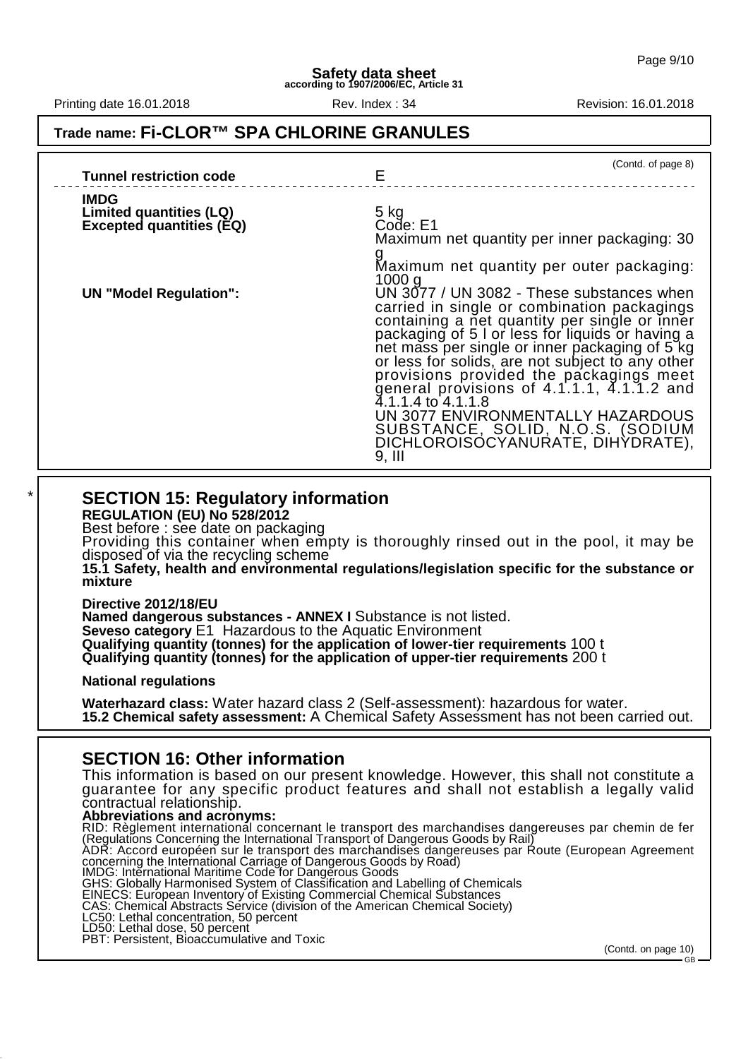**Trade name: Fi-CLOR™ SPA CHLORINE GRANULES**

(Contd. of page 8)

| | |
|---|---|
| **Tunnel restriction code** | E |
| **IMDG** | |
| **Limited quantities (LQ)** | 5 kg |
| **Excepted quantities (EQ)** | Code: E1<br>Maximum net quantity per inner packaging: 30 g<br>Maximum net quantity per outer packaging: 1000 g |
| **UN "Model Regulation":** | UN 3077 / UN 3082 - These substances when carried in single or combination packagings containing a net quantity per single or inner packaging of 5 l or less for liquids or having a net mass per single or inner packaging of 5 kg or less for solids, are not subject to any other provisions provided the packagings meet general provisions of 4.1.1.1, 4.1.1.2 and 4.1.1.4 to 4.1.1.8<br>UN 3077 ENVIRONMENTALLY HAZARDOUS SUBSTANCE, SOLID, N.O.S. (SODIUM DICHLOROISOCYANURATE, DIHYDRATE), 9, III |

\* 

## SECTION 15: Regulatory information

**REGULATION (EU) No 528/2012**

Best before : see date on packaging

Providing this container when empty is thoroughly rinsed out in the pool, it may be disposed of via the recycling scheme

**15.1 Safety, health and environmental regulations/legislation specific for the substance or mixture**

**Directive 2012/18/EU**

**Named dangerous substances - ANNEX I** Substance is not listed.

**Seveso category** E1 Hazardous to the Aquatic Environment

**Qualifying quantity (tonnes) for the application of lower-tier requirements** 100 t

**Qualifying quantity (tonnes) for the application of upper-tier requirements** 200 t

**National regulations**

**Waterhazard class:** Water hazard class 2 (Self-assessment): hazardous for water.

**15.2 Chemical safety assessment:** A Chemical Safety Assessment has not been carried out.

## SECTION 16: Other information

This information is based on our present knowledge. However, this shall not constitute a guarantee for any specific product features and shall not establish a legally valid contractual relationship.

**Abbreviations and acronyms:**

RID: Règlement international concernant le transport des marchandises dangereuses par chemin de fer (Regulations Concerning the International Transport of Dangerous Goods by Rail)
ADR: Accord européen sur le transport des marchandises dangereuses par Route (European Agreement concerning the International Carriage of Dangerous Goods by Road)
IMDG: International Maritime Code for Dangerous Goods
GHS: Globally Harmonised System of Classification and Labelling of Chemicals
EINECS: European Inventory of Existing Commercial Chemical Substances
CAS: Chemical Abstracts Service (division of the American Chemical Society)
LC50: Lethal concentration, 50 percent
LD50: Lethal dose, 50 percent
PBT: Persistent, Bioaccumulative and Toxic

(Contd. on page 10)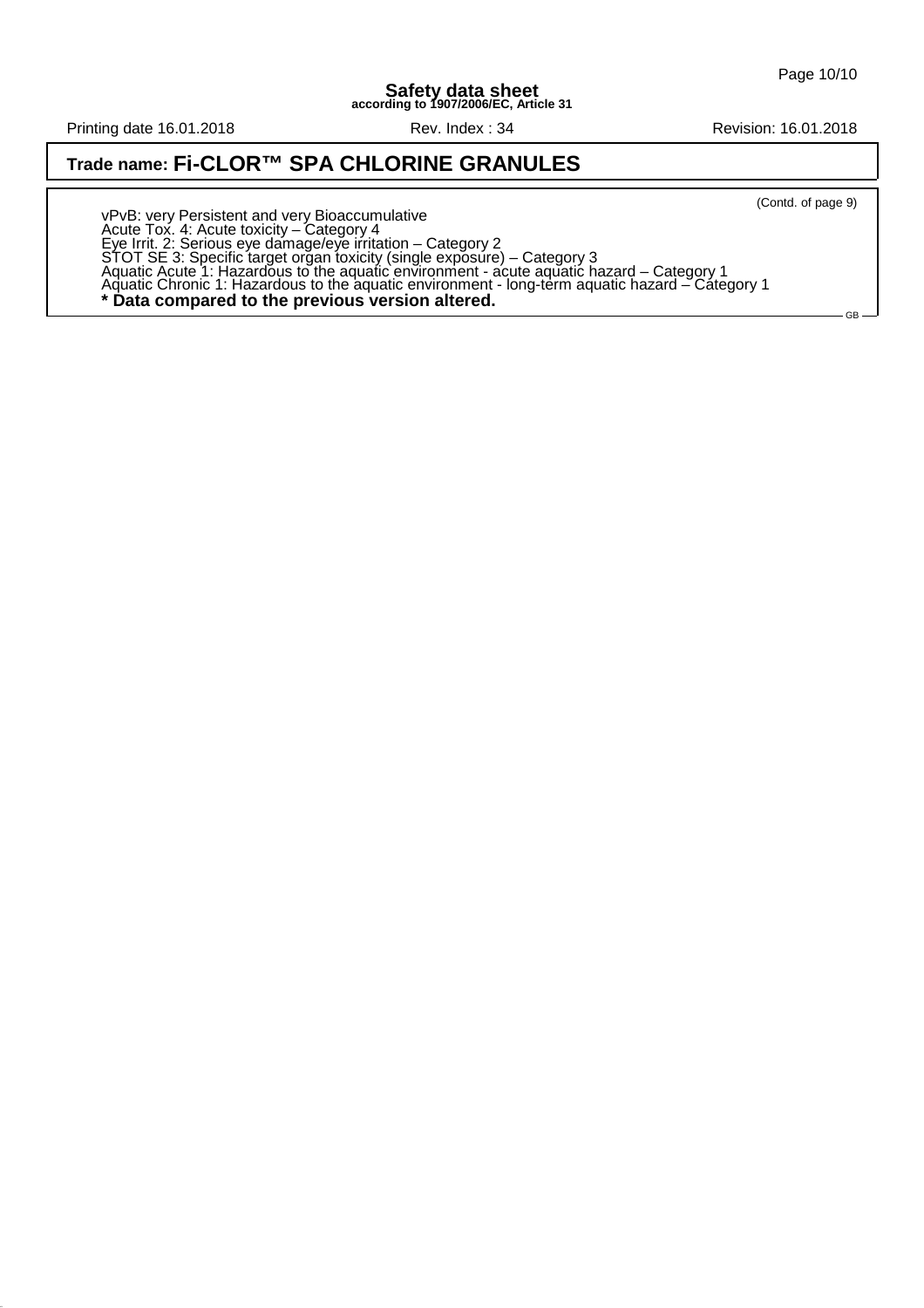(Contd. of page 9)

vPvB: very Persistent and very Bioaccumulative
Acute Tox. 4: Acute toxicity – Category 4
Eye Irrit. 2: Serious eye damage/eye irritation – Category 2
STOT SE 3: Specific target organ toxicity (single exposure) – Category 3
Aquatic Acute 1: Hazardous to the aquatic environment - acute aquatic hazard – Category 1
Aquatic Chronic 1: Hazardous to the aquatic environment - long-term aquatic hazard – Category 1

**\* Data compared to the previous version altered.**